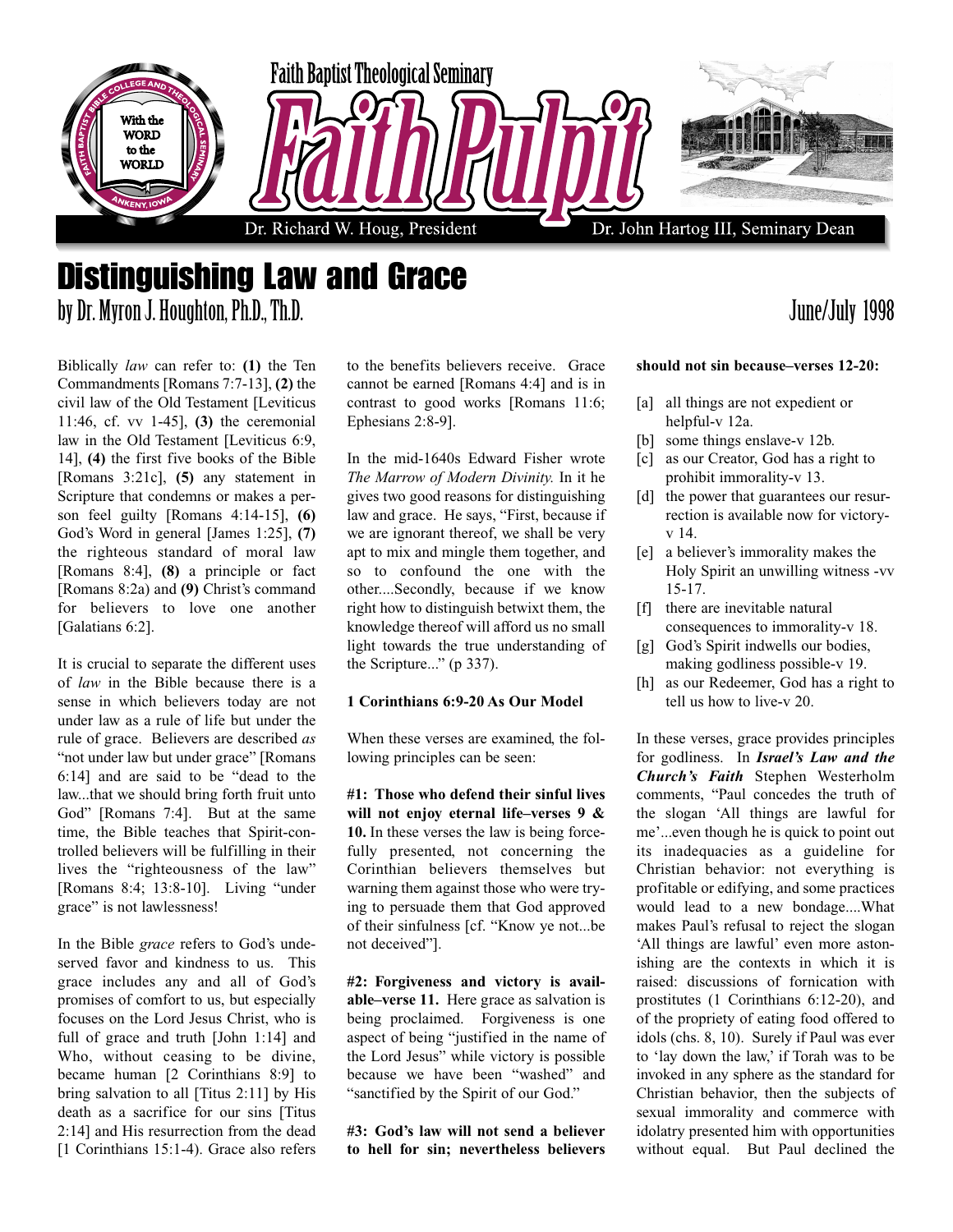Faith Baptist Theological Seminary

# Faith Pulpit

Dr. Richard W. Houg, President — Dr. John Hartog III, Seminary Dean

## Distinguishing Law and Grace

by Dr. Myron J. Houghton, Ph.D., Th.D.

June/July 1998

Biblically *law* can refer to: **(1)** the Ten Commandments [Romans 7:7-13], **(2)** the civil law of the Old Testament [Leviticus 11:46, cf. vv 1-45], **(3)** the ceremonial law in the Old Testament [Leviticus 6:9, 14], **(4)** the first five books of the Bible [Romans 3:21c], **(5)** any statement in Scripture that condemns or makes a person feel guilty [Romans 4:14-15], **(6)** God's Word in general [James 1:25], **(7)** the righteous standard of moral law [Romans 8:4], **(8)** a principle or fact [Romans 8:2a) and **(9)** Christ's command for believers to love one another [Galatians 6:2].

It is crucial to separate the different uses of *law* in the Bible because there is a sense in which believers today are not under law as a rule of life but under the rule of grace. Believers are described *as* "not under law but under grace" [Romans 6:14] and are said to be "dead to the law...that we should bring forth fruit unto God" [Romans 7:4]. But at the same time, the Bible teaches that Spirit-controlled believers will be fulfilling in their lives the "righteousness of the law" [Romans 8:4; 13:8-10]. Living "under grace" is not lawlessness!

In the Bible *grace* refers to God's undeserved favor and kindness to us. This grace includes any and all of God's promises of comfort to us, but especially focuses on the Lord Jesus Christ, who is full of grace and truth [John 1:14] and Who, without ceasing to be divine, became human [2 Corinthians 8:9] to bring salvation to all [Titus 2:11] by His death as a sacrifice for our sins [Titus 2:14] and His resurrection from the dead [1 Corinthians 15:1-4). Grace also refers to the benefits believers receive. Grace cannot be earned [Romans 4:4] and is in contrast to good works [Romans 11:6; Ephesians 2:8-9].

In the mid-1640s Edward Fisher wrote *The Marrow of Modern Divinity.* In it he gives two good reasons for distinguishing law and grace. He says, "First, because if we are ignorant thereof, we shall be very apt to mix and mingle them together, and so to confound the one with the other....Secondly, because if we know right how to distinguish betwixt them, the knowledge thereof will afford us no small light towards the true understanding of the Scripture..." (p 337).

### 1 Corinthians 6:9-20 As Our Model

When these verses are examined, the following principles can be seen:

**#1: Those who defend their sinful lives will not enjoy eternal life–verses 9 & 10.** In these verses the law is being forcefully presented, not concerning the Corinthian believers themselves but warning them against those who were trying to persuade them that God approved of their sinfulness [cf. "Know ye not...be not deceived"].

**#2: Forgiveness and victory is available–verse 11.** Here grace as salvation is being proclaimed. Forgiveness is one aspect of being "justified in the name of the Lord Jesus" while victory is possible because we have been "washed" and "sanctified by the Spirit of our God."

**#3: God's law will not send a believer to hell for sin; nevertheless believers should not sin because–verses 12-20:**

- [a] all things are not expedient or helpful-v 12a.
- [b] some things enslave-v 12b.
- [c] as our Creator, God has a right to prohibit immorality-v 13.
- [d] the power that guarantees our resurrection is available now for victory-v 14.
- [e] a believer's immorality makes the Holy Spirit an unwilling witness -vv 15-17.
- [f] there are inevitable natural consequences to immorality-v 18.
- [g] God's Spirit indwells our bodies, making godliness possible-v 19.
- [h] as our Redeemer, God has a right to tell us how to live-v 20.

In these verses, grace provides principles for godliness. In ***Israel's Law and the Church's Faith*** Stephen Westerholm comments, "Paul concedes the truth of the slogan 'All things are lawful for me'...even though he is quick to point out its inadequacies as a guideline for Christian behavior: not everything is profitable or edifying, and some practices would lead to a new bondage....What makes Paul's refusal to reject the slogan 'All things are lawful' even more astonishing are the contexts in which it is raised: discussions of fornication with prostitutes (1 Corinthians 6:12-20), and of the propriety of eating food offered to idols (chs. 8, 10). Surely if Paul was ever to 'lay down the law,' if Torah was to be invoked in any sphere as the standard for Christian behavior, then the subjects of sexual immorality and commerce with idolatry presented him with opportunities without equal. But Paul declined the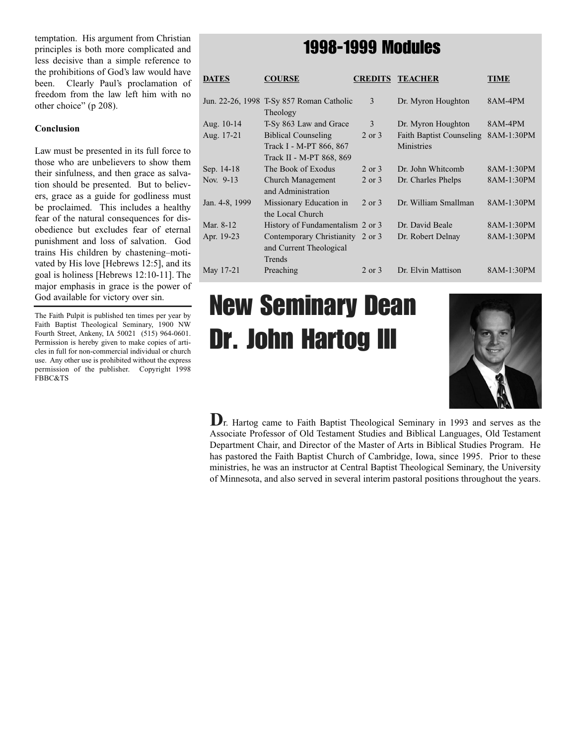temptation. His argument from Christian principles is both more complicated and less decisive than a simple reference to the prohibitions of God's law would have been. Clearly Paul's proclamation of freedom from the law left him with no other choice" (p 208).

**Conclusion**

Law must be presented in its full force to those who are unbelievers to show them their sinfulness, and then grace as salvation should be presented. But to believers, grace as a guide for godliness must be proclaimed. This includes a healthy fear of the natural consequences for disobedience but excludes fear of eternal punishment and loss of salvation. God trains His children by chastening–motivated by His love [Hebrews 12:5], and its goal is holiness [Hebrews 12:10-11]. The major emphasis in grace is the power of God available for victory over sin.

The Faith Pulpit is published ten times per year by Faith Baptist Theological Seminary, 1900 NW Fourth Street, Ankeny, IA 50021 (515) 964-0601. Permission is hereby given to make copies of articles in full for non-commercial individual or church use. Any other use is prohibited without the express permission of the publisher. Copyright 1998 FBBC&TS

## 1998-1999 Modules

| DATES | COURSE | CREDITS | TEACHER | TIME |
|---|---|---|---|---|
| Jun. 22-26, 1998 | T-Sy 857 Roman Catholic Theology | 3 | Dr. Myron Houghton | 8AM-4PM |
| Aug. 10-14 | T-Sy 863 Law and Grace | 3 | Dr. Myron Houghton | 8AM-4PM |
| Aug. 17-21 | Biblical Counseling Track I - M-PT 866, 867 Track II - M-PT 868, 869 | 2 or 3 | Faith Baptist Counseling Ministries | 8AM-1:30PM |
| Sep. 14-18 | The Book of Exodus | 2 or 3 | Dr. John Whitcomb | 8AM-1:30PM |
| Nov. 9-13 | Church Management and Administration | 2 or 3 | Dr. Charles Phelps | 8AM-1:30PM |
| Jan. 4-8, 1999 | Missionary Education in the Local Church | 2 or 3 | Dr. William Smallman | 8AM-1:30PM |
| Mar. 8-12 | History of Fundamentalism | 2 or 3 | Dr. David Beale | 8AM-1:30PM |
| Apr. 19-23 | Contemporary Christianity and Current Theological Trends | 2 or 3 | Dr. Robert Delnay | 8AM-1:30PM |
| May 17-21 | Preaching | 2 or 3 | Dr. Elvin Mattison | 8AM-1:30PM |

## New Seminary Dean Dr. John Hartog III

Dr. Hartog came to Faith Baptist Theological Seminary in 1993 and serves as the Associate Professor of Old Testament Studies and Biblical Languages, Old Testament Department Chair, and Director of the Master of Arts in Biblical Studies Program. He has pastored the Faith Baptist Church of Cambridge, Iowa, since 1995. Prior to these ministries, he was an instructor at Central Baptist Theological Seminary, the University of Minnesota, and also served in several interim pastoral positions throughout the years.